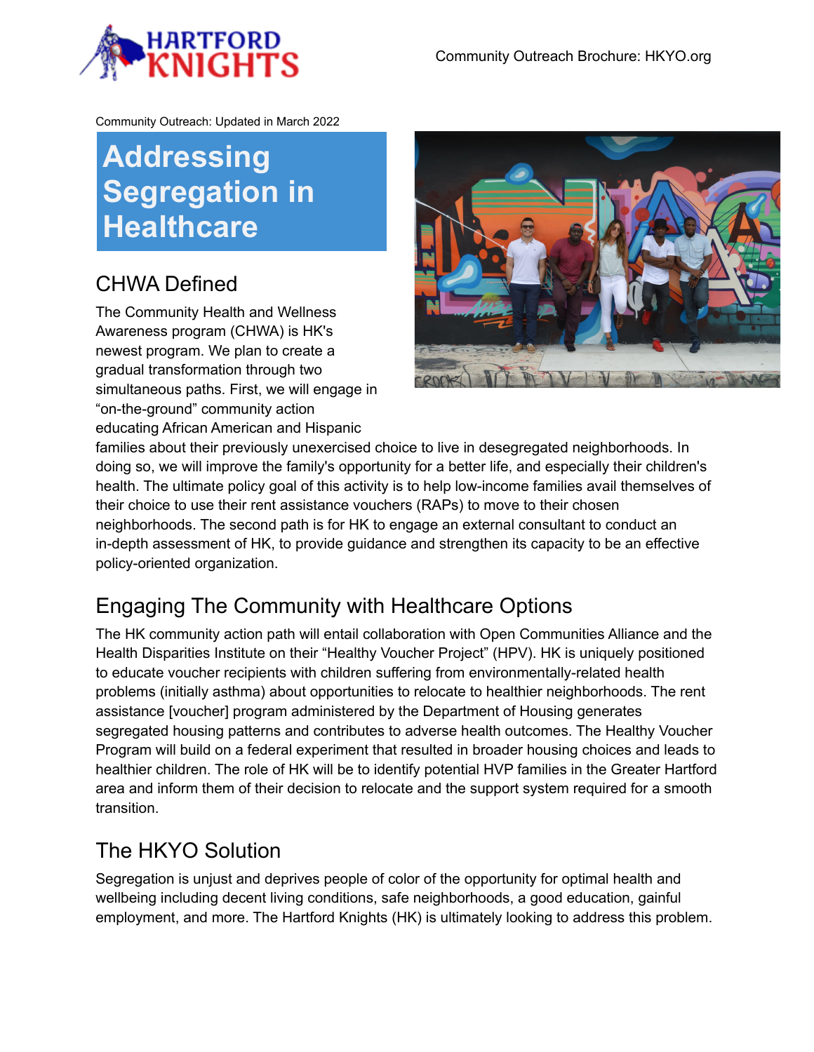Community Outreach: Updated in March 2022

# Addressing Segregation in Healthcare

## CHWA Defined

The Community Health and Wellness Awareness program (CHWA) is HK's newest program. We plan to create a gradual transformation through two simultaneous paths. First, we will engage in "on-the-ground" community action educating African American and Hispanic families about their previously unexercised choice to live in desegregated neighborhoods. In doing so, we will improve the family's opportunity for a better life, and especially their children's health. The ultimate policy goal of this activity is to help low-income families avail themselves of their choice to use their rent assistance vouchers (RAPs) to move to their chosen neighborhoods. The second path is for HK to engage an external consultant to conduct an in-depth assessment of HK, to provide guidance and strengthen its capacity to be an effective policy-oriented organization.

## Engaging The Community with Healthcare Options

The HK community action path will entail collaboration with Open Communities Alliance and the Health Disparities Institute on their "Healthy Voucher Project" (HPV). HK is uniquely positioned to educate voucher recipients with children suffering from environmentally-related health problems (initially asthma) about opportunities to relocate to healthier neighborhoods. The rent assistance [voucher] program administered by the Department of Housing generates segregated housing patterns and contributes to adverse health outcomes. The Healthy Voucher Program will build on a federal experiment that resulted in broader housing choices and leads to healthier children. The role of HK will be to identify potential HVP families in the Greater Hartford area and inform them of their decision to relocate and the support system required for a smooth transition.

## The HKYO Solution

Segregation is unjust and deprives people of color of the opportunity for optimal health and wellbeing including decent living conditions, safe neighborhoods, a good education, gainful employment, and more. The Hartford Knights (HK) is ultimately looking to address this problem.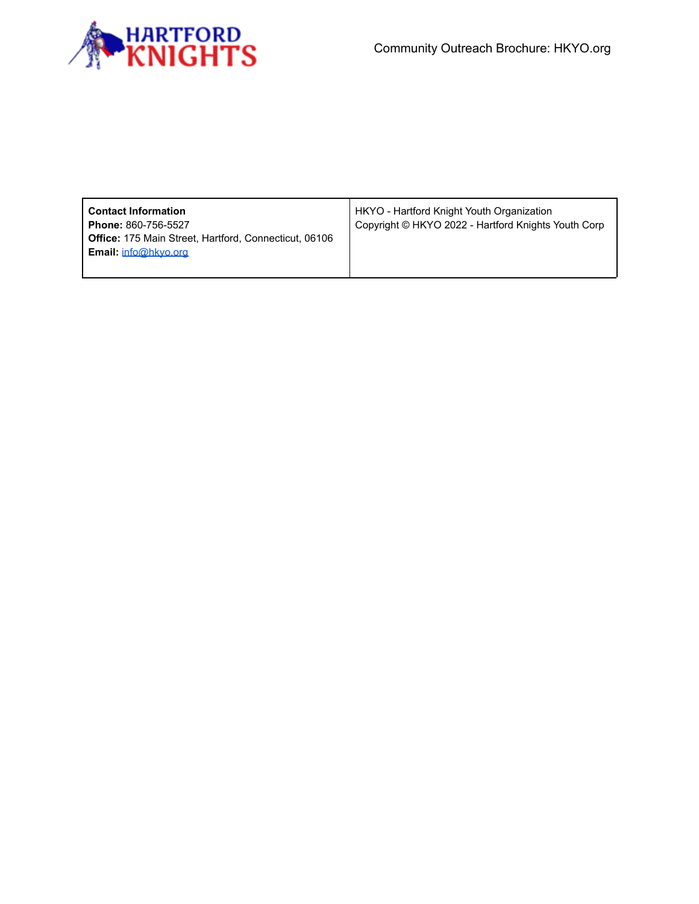| | |
|---|---|
| **Contact Information**<br>**Phone:** 860-756-5527<br>**Office:** 175 Main Street, Hartford, Connecticut, 06106<br>**Email:** info@hkyo.org | HKYO - Hartford Knight Youth Organization<br>Copyright © HKYO 2022 - Hartford Knights Youth Corp |